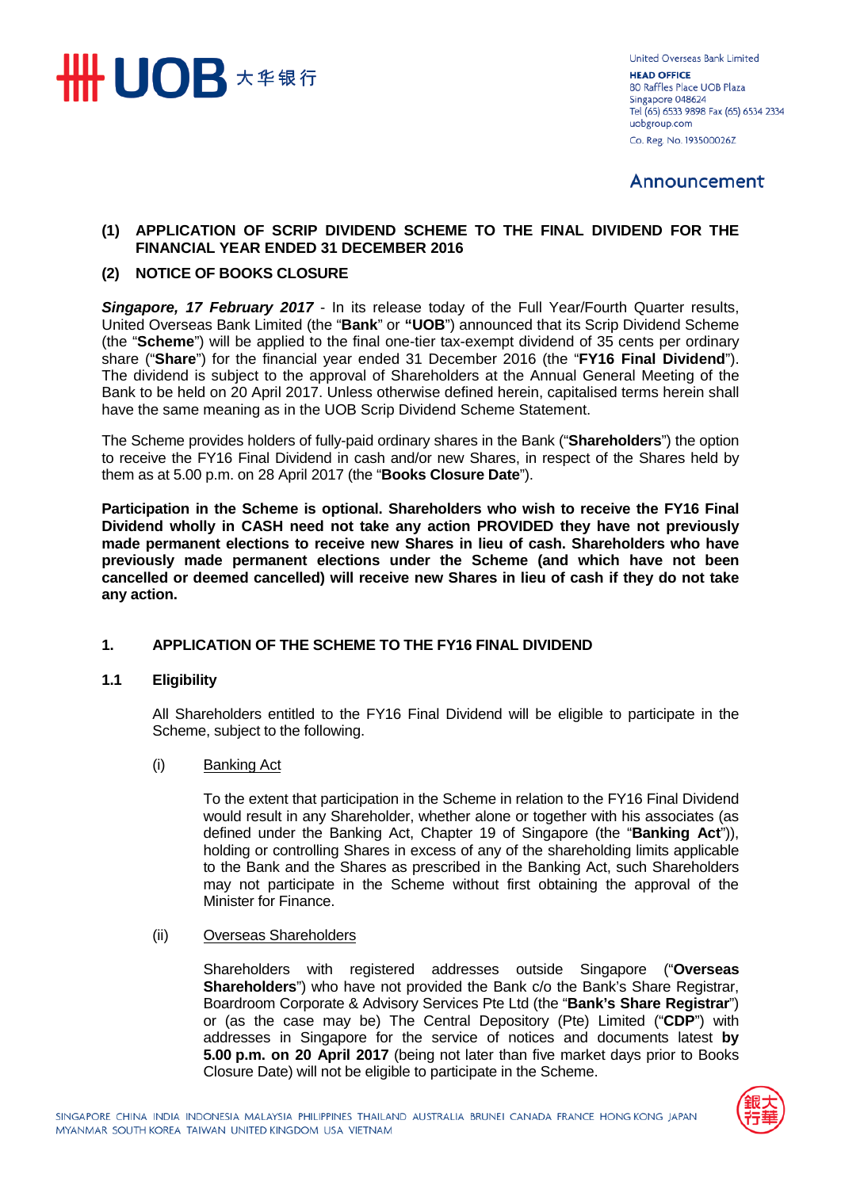United Overseas Bank Limited
**HEAD OFFICE**
80 Raffles Place UOB Plaza
Singapore 048624
Tel (65) 6533 9898 Fax (65) 6534 2334
uobgroup.com
Co. Reg. No. 193500026Z

**Announcement**

**(1) APPLICATION OF SCRIP DIVIDEND SCHEME TO THE FINAL DIVIDEND FOR THE FINANCIAL YEAR ENDED 31 DECEMBER 2016**

**(2) NOTICE OF BOOKS CLOSURE**

***Singapore, 17 February 2017*** - In its release today of the Full Year/Fourth Quarter results, United Overseas Bank Limited (the "**Bank**" or **"UOB**") announced that its Scrip Dividend Scheme (the "**Scheme**") will be applied to the final one-tier tax-exempt dividend of 35 cents per ordinary share ("**Share**") for the financial year ended 31 December 2016 (the "**FY16 Final Dividend**"). The dividend is subject to the approval of Shareholders at the Annual General Meeting of the Bank to be held on 20 April 2017. Unless otherwise defined herein, capitalised terms herein shall have the same meaning as in the UOB Scrip Dividend Scheme Statement.

The Scheme provides holders of fully-paid ordinary shares in the Bank ("**Shareholders**") the option to receive the FY16 Final Dividend in cash and/or new Shares, in respect of the Shares held by them as at 5.00 p.m. on 28 April 2017 (the "**Books Closure Date**").

**Participation in the Scheme is optional. Shareholders who wish to receive the FY16 Final Dividend wholly in CASH need not take any action PROVIDED they have not previously made permanent elections to receive new Shares in lieu of cash. Shareholders who have previously made permanent elections under the Scheme (and which have not been cancelled or deemed cancelled) will receive new Shares in lieu of cash if they do not take any action.**

## 1. APPLICATION OF THE SCHEME TO THE FY16 FINAL DIVIDEND

### 1.1 Eligibility

All Shareholders entitled to the FY16 Final Dividend will be eligible to participate in the Scheme, subject to the following.

(i) Banking Act

To the extent that participation in the Scheme in relation to the FY16 Final Dividend would result in any Shareholder, whether alone or together with his associates (as defined under the Banking Act, Chapter 19 of Singapore (the "**Banking Act**")), holding or controlling Shares in excess of any of the shareholding limits applicable to the Bank and the Shares as prescribed in the Banking Act, such Shareholders may not participate in the Scheme without first obtaining the approval of the Minister for Finance.

(ii) Overseas Shareholders

Shareholders with registered addresses outside Singapore ("**Overseas Shareholders**") who have not provided the Bank c/o the Bank's Share Registrar, Boardroom Corporate & Advisory Services Pte Ltd (the "**Bank's Share Registrar**") or (as the case may be) The Central Depository (Pte) Limited ("**CDP**") with addresses in Singapore for the service of notices and documents latest **by 5.00 p.m. on 20 April 2017** (being not later than five market days prior to Books Closure Date) will not be eligible to participate in the Scheme.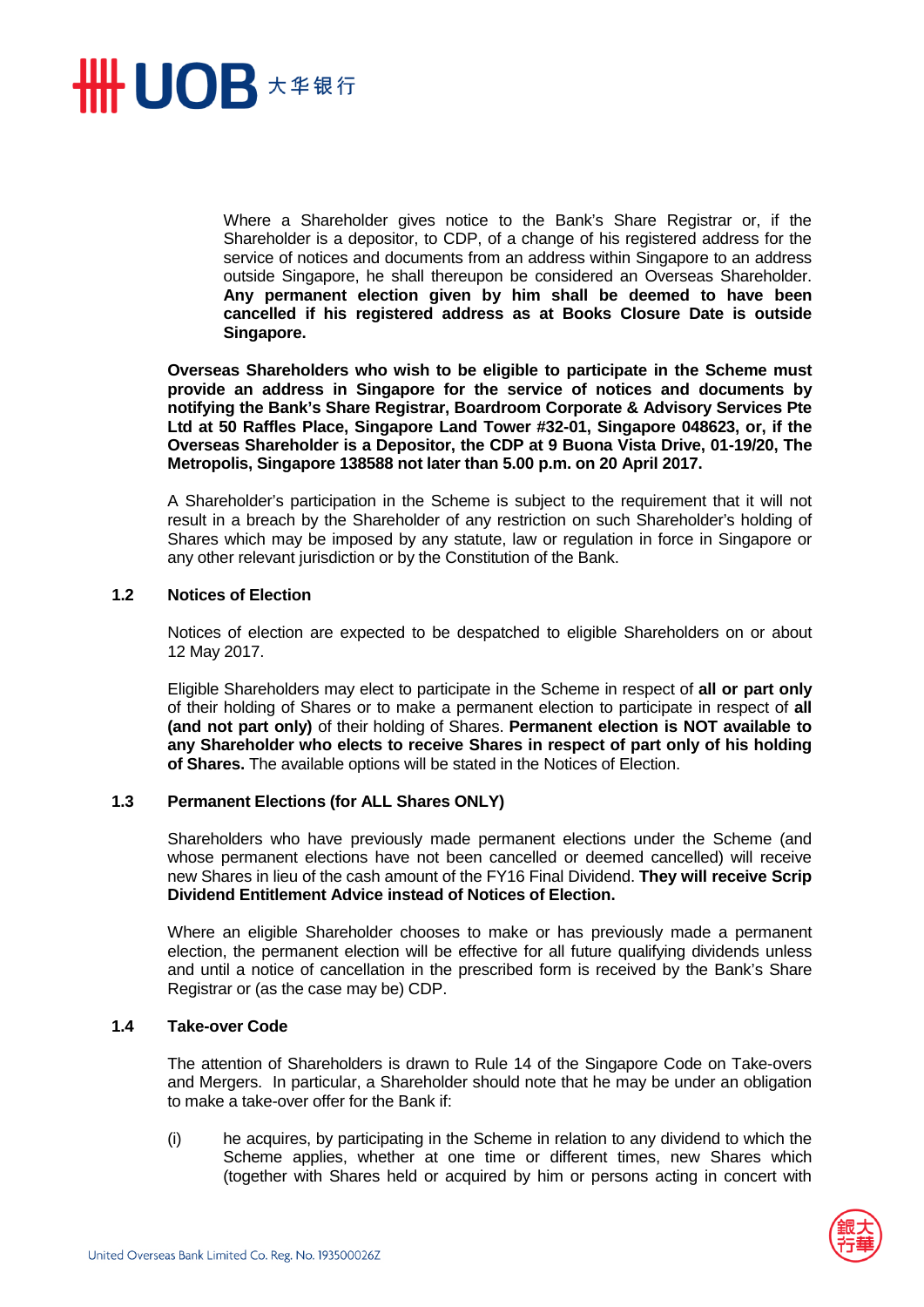Where a Shareholder gives notice to the Bank's Share Registrar or, if the Shareholder is a depositor, to CDP, of a change of his registered address for the service of notices and documents from an address within Singapore to an address outside Singapore, he shall thereupon be considered an Overseas Shareholder. **Any permanent election given by him shall be deemed to have been cancelled if his registered address as at Books Closure Date is outside Singapore.**

**Overseas Shareholders who wish to be eligible to participate in the Scheme must provide an address in Singapore for the service of notices and documents by notifying the Bank's Share Registrar, Boardroom Corporate & Advisory Services Pte Ltd at 50 Raffles Place, Singapore Land Tower #32-01, Singapore 048623, or, if the Overseas Shareholder is a Depositor, the CDP at 9 Buona Vista Drive, 01-19/20, The Metropolis, Singapore 138588 not later than 5.00 p.m. on 20 April 2017.**

A Shareholder's participation in the Scheme is subject to the requirement that it will not result in a breach by the Shareholder of any restriction on such Shareholder's holding of Shares which may be imposed by any statute, law or regulation in force in Singapore or any other relevant jurisdiction or by the Constitution of the Bank.

### 1.2 Notices of Election

Notices of election are expected to be despatched to eligible Shareholders on or about 12 May 2017.

Eligible Shareholders may elect to participate in the Scheme in respect of **all or part only** of their holding of Shares or to make a permanent election to participate in respect of **all (and not part only)** of their holding of Shares. **Permanent election is NOT available to any Shareholder who elects to receive Shares in respect of part only of his holding of Shares.** The available options will be stated in the Notices of Election.

### 1.3 Permanent Elections (for ALL Shares ONLY)

Shareholders who have previously made permanent elections under the Scheme (and whose permanent elections have not been cancelled or deemed cancelled) will receive new Shares in lieu of the cash amount of the FY16 Final Dividend. **They will receive Scrip Dividend Entitlement Advice instead of Notices of Election.**

Where an eligible Shareholder chooses to make or has previously made a permanent election, the permanent election will be effective for all future qualifying dividends unless and until a notice of cancellation in the prescribed form is received by the Bank's Share Registrar or (as the case may be) CDP.

### 1.4 Take-over Code

The attention of Shareholders is drawn to Rule 14 of the Singapore Code on Take-overs and Mergers. In particular, a Shareholder should note that he may be under an obligation to make a take-over offer for the Bank if:

(i) he acquires, by participating in the Scheme in relation to any dividend to which the Scheme applies, whether at one time or different times, new Shares which (together with Shares held or acquired by him or persons acting in concert with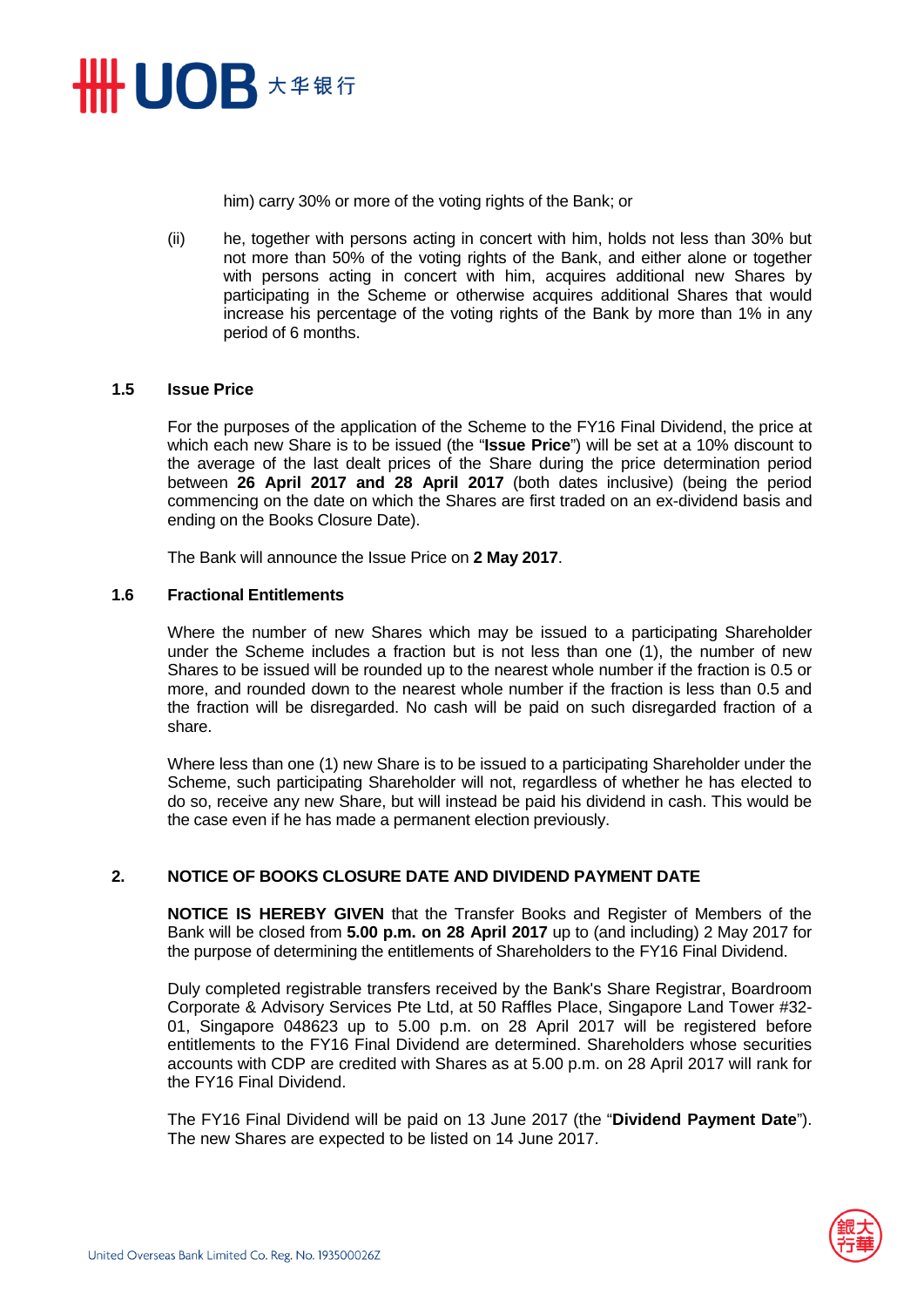him) carry 30% or more of the voting rights of the Bank; or

(ii) he, together with persons acting in concert with him, holds not less than 30% but not more than 50% of the voting rights of the Bank, and either alone or together with persons acting in concert with him, acquires additional new Shares by participating in the Scheme or otherwise acquires additional Shares that would increase his percentage of the voting rights of the Bank by more than 1% in any period of 6 months.

### 1.5 Issue Price

For the purposes of the application of the Scheme to the FY16 Final Dividend, the price at which each new Share is to be issued (the "**Issue Price**") will be set at a 10% discount to the average of the last dealt prices of the Share during the price determination period between **26 April 2017 and 28 April 2017** (both dates inclusive) (being the period commencing on the date on which the Shares are first traded on an ex-dividend basis and ending on the Books Closure Date).

The Bank will announce the Issue Price on **2 May 2017**.

### 1.6 Fractional Entitlements

Where the number of new Shares which may be issued to a participating Shareholder under the Scheme includes a fraction but is not less than one (1), the number of new Shares to be issued will be rounded up to the nearest whole number if the fraction is 0.5 or more, and rounded down to the nearest whole number if the fraction is less than 0.5 and the fraction will be disregarded. No cash will be paid on such disregarded fraction of a share.

Where less than one (1) new Share is to be issued to a participating Shareholder under the Scheme, such participating Shareholder will not, regardless of whether he has elected to do so, receive any new Share, but will instead be paid his dividend in cash. This would be the case even if he has made a permanent election previously.

## 2. NOTICE OF BOOKS CLOSURE DATE AND DIVIDEND PAYMENT DATE

**NOTICE IS HEREBY GIVEN** that the Transfer Books and Register of Members of the Bank will be closed from **5.00 p.m. on 28 April 2017** up to (and including) 2 May 2017 for the purpose of determining the entitlements of Shareholders to the FY16 Final Dividend.

Duly completed registrable transfers received by the Bank's Share Registrar, Boardroom Corporate & Advisory Services Pte Ltd, at 50 Raffles Place, Singapore Land Tower #32-01, Singapore 048623 up to 5.00 p.m. on 28 April 2017 will be registered before entitlements to the FY16 Final Dividend are determined. Shareholders whose securities accounts with CDP are credited with Shares as at 5.00 p.m. on 28 April 2017 will rank for the FY16 Final Dividend.

The FY16 Final Dividend will be paid on 13 June 2017 (the "**Dividend Payment Date**"). The new Shares are expected to be listed on 14 June 2017.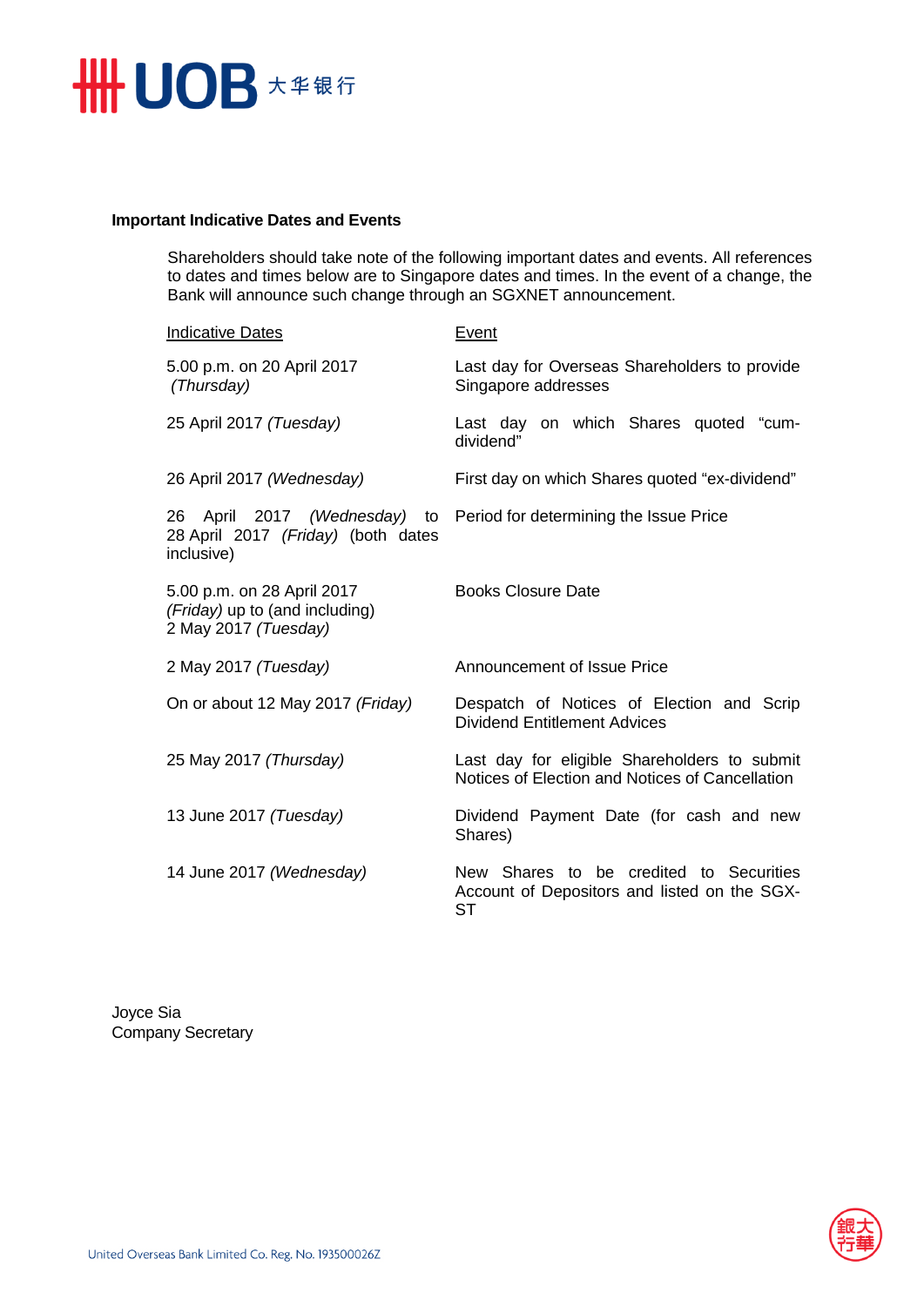**Important Indicative Dates and Events**

Shareholders should take note of the following important dates and events. All references to dates and times below are to Singapore dates and times. In the event of a change, the Bank will announce such change through an SGXNET announcement.

| Indicative Dates | Event |
|---|---|
| 5.00 p.m. on 20 April 2017 *(Thursday)* | Last day for Overseas Shareholders to provide Singapore addresses |
| 25 April 2017 *(Tuesday)* | Last day on which Shares quoted "cum-dividend" |
| 26 April 2017 *(Wednesday)* | First day on which Shares quoted "ex-dividend" |
| 26 April 2017 *(Wednesday)* to 28 April 2017 *(Friday)* (both dates inclusive) | Period for determining the Issue Price |
| 5.00 p.m. on 28 April 2017 *(Friday)* up to (and including) 2 May 2017 *(Tuesday)* | Books Closure Date |
| 2 May 2017 *(Tuesday)* | Announcement of Issue Price |
| On or about 12 May 2017 *(Friday)* | Despatch of Notices of Election and Scrip Dividend Entitlement Advices |
| 25 May 2017 *(Thursday)* | Last day for eligible Shareholders to submit Notices of Election and Notices of Cancellation |
| 13 June 2017 *(Tuesday)* | Dividend Payment Date (for cash and new Shares) |
| 14 June 2017 *(Wednesday)* | New Shares to be credited to Securities Account of Depositors and listed on the SGX-ST |

Joyce Sia
Company Secretary